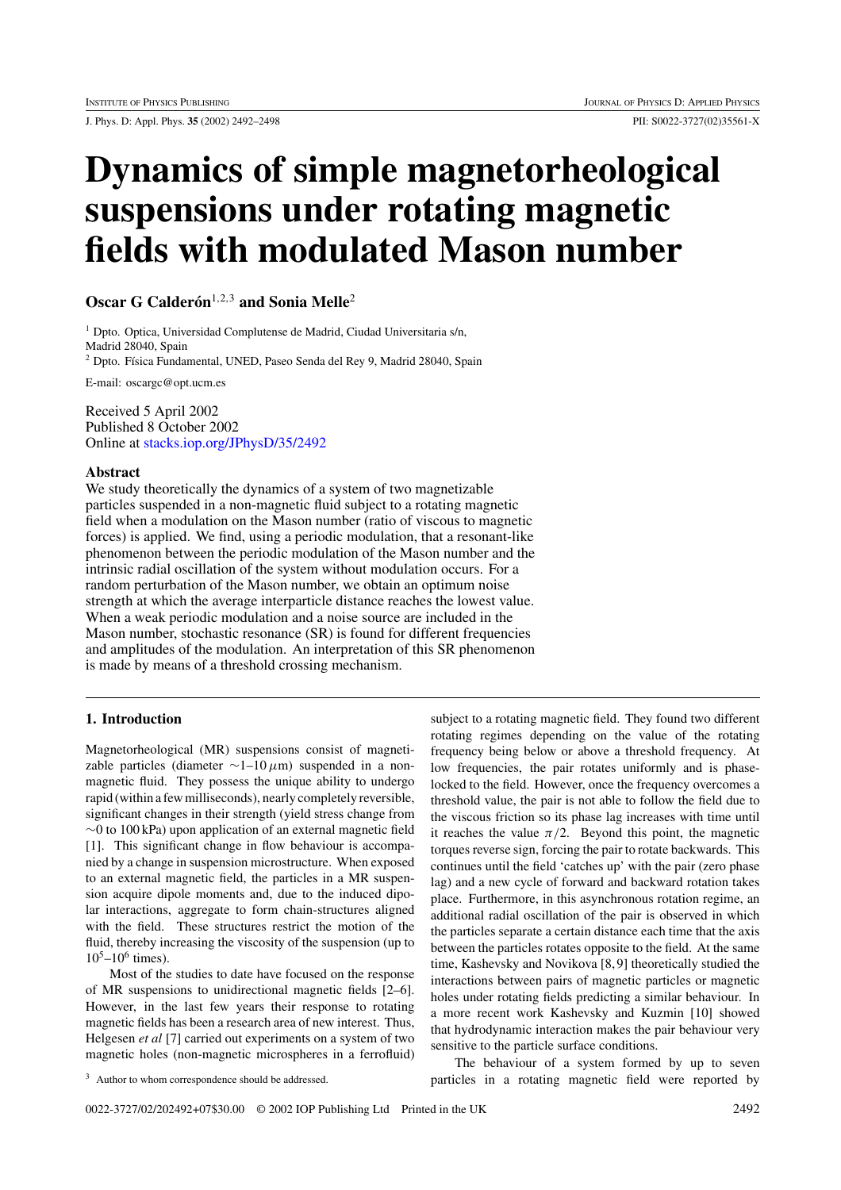# Dynamics of simple magnetorheological suspensions under rotating magnetic fields with modulated Mason number

**Oscar G Calderón**[1,2,3] **and Sonia Melle**[2]

[1] Dpto. Optica, Universidad Complutense de Madrid, Ciudad Universitaria s/n, Madrid 28040, Spain

[2] Dpto. Física Fundamental, UNED, Paseo Senda del Rey 9, Madrid 28040, Spain

E-mail: oscargc@opt.ucm.es

Received 5 April 2002
Published 8 October 2002
Online at stacks.iop.org/JPhysD/35/2492

## Abstract

We study theoretically the dynamics of a system of two magnetizable particles suspended in a non-magnetic fluid subject to a rotating magnetic field when a modulation on the Mason number (ratio of viscous to magnetic forces) is applied. We find, using a periodic modulation, that a resonant-like phenomenon between the periodic modulation of the Mason number and the intrinsic radial oscillation of the system without modulation occurs. For a random perturbation of the Mason number, we obtain an optimum noise strength at which the average interparticle distance reaches the lowest value. When a weak periodic modulation and a noise source are included in the Mason number, stochastic resonance (SR) is found for different frequencies and amplitudes of the modulation. An interpretation of this SR phenomenon is made by means of a threshold crossing mechanism.

## 1. Introduction

Magnetorheological (MR) suspensions consist of magnetizable particles (diameter $\sim 1$–$10\,\mu$m) suspended in a non-magnetic fluid. They possess the unique ability to undergo rapid (within a few milliseconds), nearly completely reversible, significant changes in their strength (yield stress change from $\sim 0$ to 100 kPa) upon application of an external magnetic field [1]. This significant change in flow behaviour is accompanied by a change in suspension microstructure. When exposed to an external magnetic field, the particles in a MR suspension acquire dipole moments and, due to the induced dipolar interactions, aggregate to form chain-structures aligned with the field. These structures restrict the motion of the fluid, thereby increasing the viscosity of the suspension (up to $10^5$–$10^6$ times).

Most of the studies to date have focused on the response of MR suspensions to unidirectional magnetic fields [2–6]. However, in the last few years their response to rotating magnetic fields has been a research area of new interest. Thus, Helgesen *et al* [7] carried out experiments on a system of two magnetic holes (non-magnetic microspheres in a ferrofluid) subject to a rotating magnetic field. They found two different rotating regimes depending on the value of the rotating frequency being below or above a threshold frequency. At low frequencies, the pair rotates uniformly and is phase-locked to the field. However, once the frequency overcomes a threshold value, the pair is not able to follow the field due to the viscous friction so its phase lag increases with time until it reaches the value $\pi/2$. Beyond this point, the magnetic torques reverse sign, forcing the pair to rotate backwards. This continues until the field 'catches up' with the pair (zero phase lag) and a new cycle of forward and backward rotation takes place. Furthermore, in this asynchronous rotation regime, an additional radial oscillation of the pair is observed in which the particles separate a certain distance each time that the axis between the particles rotates opposite to the field. At the same time, Kashevsky and Novikova [8, 9] theoretically studied the interactions between pairs of magnetic particles or magnetic holes under rotating fields predicting a similar behaviour. In a more recent work Kashevsky and Kuzmin [10] showed that hydrodynamic interaction makes the pair behaviour very sensitive to the particle surface conditions.

The behaviour of a system formed by up to seven particles in a rotating magnetic field were reported by

[3] Author to whom correspondence should be addressed.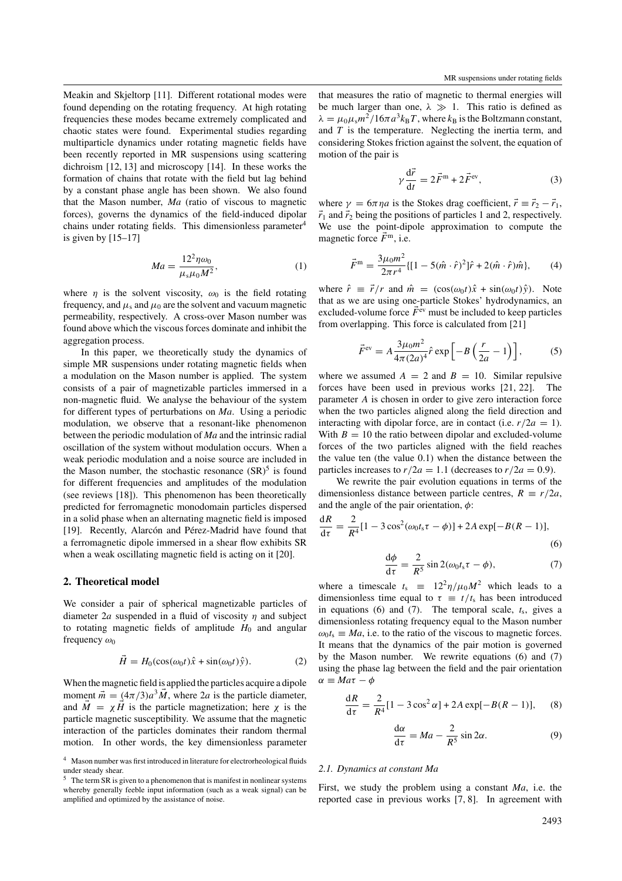Meakin and Skjeltorp [11]. Different rotational modes were found depending on the rotating frequency. At high rotating frequencies these modes became extremely complicated and chaotic states were found. Experimental studies regarding multiparticle dynamics under rotating magnetic fields have been recently reported in MR suspensions using scattering dichroism [12, 13] and microscopy [14]. In these works the formation of chains that rotate with the field but lag behind by a constant phase angle has been shown. We also found that the Mason number, *Ma* (ratio of viscous to magnetic forces), governs the dynamics of the field-induced dipolar chains under rotating fields. This dimensionless parameter[4] is given by [15–17]

$$Ma = \frac{12^2 \eta \omega_0}{\mu_s \mu_0 M^2}, \tag{1}$$

where $\eta$ is the solvent viscosity, $\omega_0$ is the field rotating frequency, and $\mu_s$ and $\mu_0$ are the solvent and vacuum magnetic permeability, respectively. A cross-over Mason number was found above which the viscous forces dominate and inhibit the aggregation process.

In this paper, we theoretically study the dynamics of simple MR suspensions under rotating magnetic fields when a modulation on the Mason number is applied. The system consists of a pair of magnetizable particles immersed in a non-magnetic fluid. We analyse the behaviour of the system for different types of perturbations on *Ma*. Using a periodic modulation, we observe that a resonant-like phenomenon between the periodic modulation of *Ma* and the intrinsic radial oscillation of the system without modulation occurs. When a weak periodic modulation and a noise source are included in the Mason number, the stochastic resonance (SR)[5] is found for different frequencies and amplitudes of the modulation (see reviews [18]). This phenomenon has been theoretically predicted for ferromagnetic monodomain particles dispersed in a solid phase when an alternating magnetic field is imposed [19]. Recently, Alarcón and Pérez-Madrid have found that a ferromagnetic dipole immersed in a shear flow exhibits SR when a weak oscillating magnetic field is acting on it [20].

## 2. Theoretical model

We consider a pair of spherical magnetizable particles of diameter $2a$ suspended in a fluid of viscosity $\eta$ and subject to rotating magnetic fields of amplitude $H_0$ and angular frequency $\omega_0$

$$\vec{H} = H_0(\cos(\omega_0 t)\hat{x} + \sin(\omega_0 t)\hat{y}). \tag{2}$$

When the magnetic field is applied the particles acquire a dipole moment $\vec{m} = (4\pi/3)a^3\vec{M}$, where $2a$ is the particle diameter, and $\vec{M} = \chi\vec{H}$ is the particle magnetization; here $\chi$ is the particle magnetic susceptibility. We assume that the magnetic interaction of the particles dominates their random thermal motion. In other words, the key dimensionless parameter that measures the ratio of magnetic to thermal energies will be much larger than one, $\lambda \gg 1$. This ratio is defined as $\lambda = \mu_0\mu_s m^2/16\pi a^3 k_B T$, where $k_B$ is the Boltzmann constant, and $T$ is the temperature. Neglecting the inertia term, and considering Stokes friction against the solvent, the equation of motion of the pair is

$$\gamma\frac{d\vec{r}}{dt} = 2\vec{F}^{m} + 2\vec{F}^{ev}, \tag{3}$$

where $\gamma = 6\pi\eta a$ is the Stokes drag coefficient, $\vec{r} \equiv \vec{r}_2 - \vec{r}_1$, $\vec{r}_1$ and $\vec{r}_2$ being the positions of particles 1 and 2, respectively. We use the point-dipole approximation to compute the magnetic force $\vec{F}^{m}$, i.e.

$$\vec{F}^{m} = \frac{3\mu_0 m^2}{2\pi r^4}\{[1 - 5(\hat{m}\cdot\hat{r})^2]\hat{r} + 2(\hat{m}\cdot\hat{r})\hat{m}\}, \tag{4}$$

where $\hat{r} \equiv \vec{r}/r$ and $\hat{m} = (\cos(\omega_0 t)\hat{x} + \sin(\omega_0 t)\hat{y})$. Note that as we are using one-particle Stokes' hydrodynamics, an excluded-volume force $\vec{F}^{ev}$ must be included to keep particles from overlapping. This force is calculated from [21]

$$\vec{F}^{ev} = A\frac{3\mu_0 m^2}{4\pi(2a)^4}\hat{r}\exp\left[-B\left(\frac{r}{2a} - 1\right)\right], \tag{5}$$

where we assumed $A = 2$ and $B = 10$. Similar repulsive forces have been used in previous works [21, 22]. The parameter $A$ is chosen in order to give zero interaction force when the two particles aligned along the field direction and interacting with dipolar force, are in contact (i.e. $r/2a = 1$). With $B = 10$ the ratio between dipolar and excluded-volume forces of the two particles aligned with the field reaches the value ten (the value 0.1) when the distance between the particles increases to $r/2a = 1.1$ (decreases to $r/2a = 0.9$).

We rewrite the pair evolution equations in terms of the dimensionless distance between particle centres, $R \equiv r/2a$, and the angle of the pair orientation, $\phi$:

$$\frac{dR}{d\tau} = \frac{2}{R^4}[1 - 3\cos^2(\omega_0 t_s\tau - \phi)] + 2A\exp[-B(R - 1)], \tag{6}$$

$$\frac{d\phi}{d\tau} = \frac{2}{R^5}\sin 2(\omega_0 t_s\tau - \phi), \tag{7}$$

where a timescale $t_s \equiv 12^2\eta/\mu_0 M^2$ which leads to a dimensionless time equal to $\tau \equiv t/t_s$ has been introduced in equations (6) and (7). The temporal scale, $t_s$, gives a dimensionless rotating frequency equal to the Mason number $\omega_0 t_s \equiv Ma$, i.e. to the ratio of the viscous to magnetic forces. It means that the dynamics of the pair motion is governed by the Mason number. We rewrite equations (6) and (7) using the phase lag between the field and the pair orientation $\alpha \equiv Ma\tau - \phi$

$$\frac{dR}{d\tau} = \frac{2}{R^4}[1 - 3\cos^2\alpha] + 2A\exp[-B(R - 1)], \tag{8}$$

$$\frac{d\alpha}{d\tau} = Ma - \frac{2}{R^5}\sin 2\alpha. \tag{9}$$

### 2.1. Dynamics at constant Ma

First, we study the problem using a constant *Ma*, i.e. the reported case in previous works [7, 8]. In agreement with

[4] Mason number was first introduced in literature for electrorheological fluids under steady shear.

[5] The term SR is given to a phenomenon that is manifest in nonlinear systems whereby generally feeble input information (such as a weak signal) can be amplified and optimized by the assistance of noise.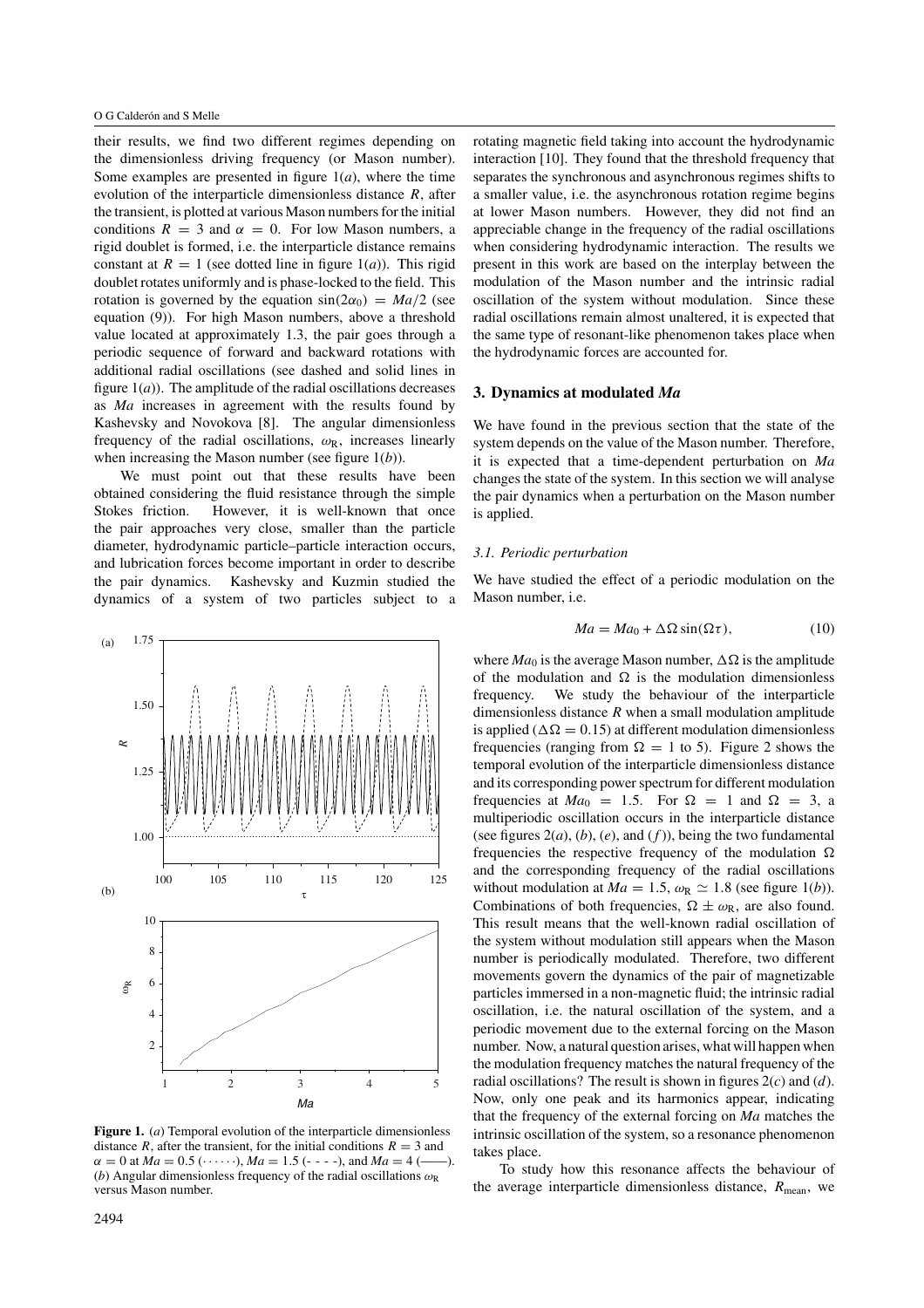their results, we find two different regimes depending on the dimensionless driving frequency (or Mason number). Some examples are presented in figure 1(*a*), where the time evolution of the interparticle dimensionless distance $R$, after the transient, is plotted at various Mason numbers for the initial conditions $R = 3$ and $\alpha = 0$. For low Mason numbers, a rigid doublet is formed, i.e. the interparticle distance remains constant at $R = 1$ (see dotted line in figure 1(*a*)). This rigid doublet rotates uniformly and is phase-locked to the field. This rotation is governed by the equation $\sin(2\alpha_0) = Ma/2$ (see equation (9)). For high Mason numbers, above a threshold value located at approximately 1.3, the pair goes through a periodic sequence of forward and backward rotations with additional radial oscillations (see dashed and solid lines in figure 1(*a*)). The amplitude of the radial oscillations decreases as *Ma* increases in agreement with the results found by Kashevsky and Novokova [8]. The angular dimensionless frequency of the radial oscillations, $\omega_R$, increases linearly when increasing the Mason number (see figure 1(*b*)).

We must point out that these results have been obtained considering the fluid resistance through the simple Stokes friction. However, it is well-known that once the pair approaches very close, smaller than the particle diameter, hydrodynamic particle–particle interaction occurs, and lubrication forces become important in order to describe the pair dynamics. Kashevsky and Kuzmin studied the dynamics of a system of two particles subject to a rotating magnetic field taking into account the hydrodynamic interaction [10]. They found that the threshold frequency that separates the synchronous and asynchronous regimes shifts to a smaller value, i.e. the asynchronous rotation regime begins at lower Mason numbers. However, they did not find an appreciable change in the frequency of the radial oscillations when considering hydrodynamic interaction. The results we present in this work are based on the interplay between the modulation of the Mason number and the intrinsic radial oscillation of the system without modulation. Since these radial oscillations remain almost unaltered, it is expected that the same type of resonant-like phenomenon takes place when the hydrodynamic forces are accounted for.

**Figure 1.** (*a*) Temporal evolution of the interparticle dimensionless distance $R$, after the transient, for the initial conditions $R = 3$ and $\alpha = 0$ at $Ma = 0.5$ (······), $Ma = 1.5$ (- - - -), and $Ma = 4$ (——). (*b*) Angular dimensionless frequency of the radial oscillations $\omega_R$ versus Mason number.

## 3. Dynamics at modulated *Ma*

We have found in the previous section that the state of the system depends on the value of the Mason number. Therefore, it is expected that a time-dependent perturbation on *Ma* changes the state of the system. In this section we will analyse the pair dynamics when a perturbation on the Mason number is applied.

### 3.1. Periodic perturbation

We have studied the effect of a periodic modulation on the Mason number, i.e.

$$Ma = Ma_0 + \Delta\Omega \sin(\Omega\tau), \tag{10}$$

where $Ma_0$ is the average Mason number, $\Delta\Omega$ is the amplitude of the modulation and $\Omega$ is the modulation dimensionless frequency. We study the behaviour of the interparticle dimensionless distance $R$ when a small modulation amplitude is applied ($\Delta\Omega = 0.15$) at different modulation dimensionless frequencies (ranging from $\Omega = 1$ to 5). Figure 2 shows the temporal evolution of the interparticle dimensionless distance and its corresponding power spectrum for different modulation frequencies at $Ma_0 = 1.5$. For $\Omega = 1$ and $\Omega = 3$, a multiperiodic oscillation occurs in the interparticle distance (see figures 2(*a*), (*b*), (*e*), and (*f*)), being the two fundamental frequencies the respective frequency of the modulation $\Omega$ and the corresponding frequency of the radial oscillations without modulation at $Ma = 1.5$, $\omega_R \simeq 1.8$ (see figure 1(*b*)). Combinations of both frequencies, $\Omega \pm \omega_R$, are also found. This result means that the well-known radial oscillation of the system without modulation still appears when the Mason number is periodically modulated. Therefore, two different movements govern the dynamics of the pair of magnetizable particles immersed in a non-magnetic fluid; the intrinsic radial oscillation, i.e. the natural oscillation of the system, and a periodic movement due to the external forcing on the Mason number. Now, a natural question arises, what will happen when the modulation frequency matches the natural frequency of the radial oscillations? The result is shown in figures 2(*c*) and (*d*). Now, only one peak and its harmonics appear, indicating that the frequency of the external forcing on *Ma* matches the intrinsic oscillation of the system, so a resonance phenomenon takes place.

To study how this resonance affects the behaviour of the average interparticle dimensionless distance, $R_{\mathrm{mean}}$, we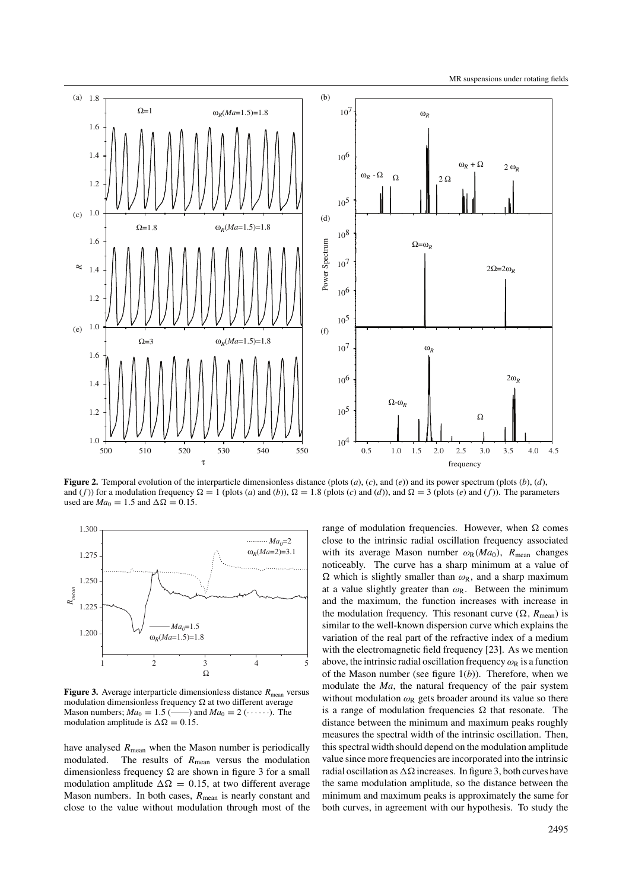**Figure 2.** Temporal evolution of the interparticle dimensionless distance (plots (*a*), (*c*), and (*e*)) and its power spectrum (plots (*b*), (*d*), and (*f*)) for a modulation frequency $\Omega = 1$ (plots (*a*) and (*b*)), $\Omega = 1.8$ (plots (*c*) and (*d*)), and $\Omega = 3$ (plots (*e*) and (*f*)). The parameters used are $Ma_0 = 1.5$ and $\Delta\Omega = 0.15$.

**Figure 3.** Average interparticle dimensionless distance $R_{\mathrm{mean}}$ versus modulation dimensionless frequency $\Omega$ at two different average Mason numbers; $Ma_0 = 1.5$ (——) and $Ma_0 = 2$ (· · · · · ·). The modulation amplitude is $\Delta\Omega = 0.15$.

have analysed $R_{\mathrm{mean}}$ when the Mason number is periodically modulated. The results of $R_{\mathrm{mean}}$ versus the modulation dimensionless frequency $\Omega$ are shown in figure 3 for a small modulation amplitude $\Delta\Omega = 0.15$, at two different average Mason numbers. In both cases, $R_{\mathrm{mean}}$ is nearly constant and close to the value without modulation through most of the range of modulation frequencies. However, when $\Omega$ comes close to the intrinsic radial oscillation frequency associated with its average Mason number $\omega_{\mathrm{R}}(Ma_0)$, $R_{\mathrm{mean}}$ changes noticeably. The curve has a sharp minimum at a value of $\Omega$ which is slightly smaller than $\omega_{\mathrm{R}}$, and a sharp maximum at a value slightly greater than $\omega_{\mathrm{R}}$. Between the minimum and the maximum, the function increases with increase in the modulation frequency. This resonant curve ($\Omega$, $R_{\mathrm{mean}}$) is similar to the well-known dispersion curve which explains the variation of the real part of the refractive index of a medium with the electromagnetic field frequency [23]. As we mention above, the intrinsic radial oscillation frequency $\omega_{\mathrm{R}}$ is a function of the Mason number (see figure 1(*b*)). Therefore, when we modulate the $Ma$, the natural frequency of the pair system without modulation $\omega_{\mathrm{R}}$ gets broader around its value so there is a range of modulation frequencies $\Omega$ that resonate. The distance between the minimum and maximum peaks roughly measures the spectral width of the intrinsic oscillation. Then, this spectral width should depend on the modulation amplitude value since more frequencies are incorporated into the intrinsic radial oscillation as $\Delta\Omega$ increases. In figure 3, both curves have the same modulation amplitude, so the distance between the minimum and maximum peaks is approximately the same for both curves, in agreement with our hypothesis. To study the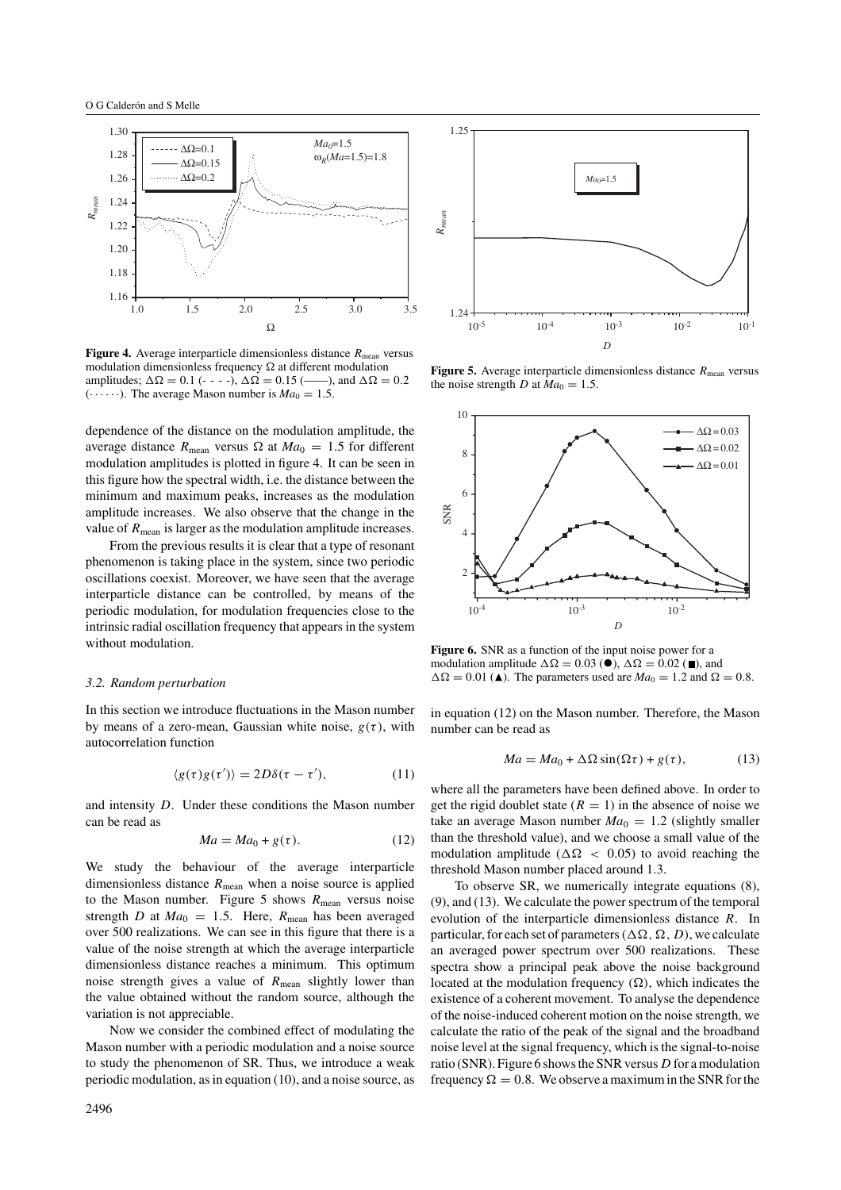**Figure 4.** Average interparticle dimensionless distance $R_{\mathrm{mean}}$ versus modulation dimensionless frequency $\Omega$ at different modulation amplitudes; $\Delta\Omega = 0.1$ (- - - -), $\Delta\Omega = 0.15$ (——), and $\Delta\Omega = 0.2$ (······). The average Mason number is $Ma_0 = 1.5$.

dependence of the distance on the modulation amplitude, the average distance $R_{\mathrm{mean}}$ versus $\Omega$ at $Ma_0 = 1.5$ for different modulation amplitudes is plotted in figure 4. It can be seen in this figure how the spectral width, i.e. the distance between the minimum and maximum peaks, increases as the modulation amplitude increases. We also observe that the change in the value of $R_{\mathrm{mean}}$ is larger as the modulation amplitude increases.

From the previous results it is clear that a type of resonant phenomenon is taking place in the system, since two periodic oscillations coexist. Moreover, we have seen that the average interparticle distance can be controlled, by means of the periodic modulation, for modulation frequencies close to the intrinsic radial oscillation frequency that appears in the system without modulation.

### 3.2. Random perturbation

In this section we introduce fluctuations in the Mason number by means of a zero-mean, Gaussian white noise, $g(\tau)$, with autocorrelation function

$$\langle g(\tau)g(\tau')\rangle = 2D\delta(\tau - \tau'), \tag{11}$$

and intensity $D$. Under these conditions the Mason number can be read as

$$Ma = Ma_0 + g(\tau). \tag{12}$$

We study the behaviour of the average interparticle dimensionless distance $R_{\mathrm{mean}}$ when a noise source is applied to the Mason number. Figure 5 shows $R_{\mathrm{mean}}$ versus noise strength $D$ at $Ma_0 = 1.5$. Here, $R_{\mathrm{mean}}$ has been averaged over 500 realizations. We can see in this figure that there is a value of the noise strength at which the average interparticle dimensionless distance reaches a minimum. This optimum noise strength gives a value of $R_{\mathrm{mean}}$ slightly lower than the value obtained without the random source, although the variation is not appreciable.

Now we consider the combined effect of modulating the Mason number with a periodic modulation and a noise source to study the phenomenon of SR. Thus, we introduce a weak periodic modulation, as in equation (10), and a noise source, as in equation (12) on the Mason number. Therefore, the Mason number can be read as

$$Ma = Ma_0 + \Delta\Omega \sin(\Omega\tau) + g(\tau), \tag{13}$$

where all the parameters have been defined above. In order to get the rigid doublet state ($R = 1$) in the absence of noise we take an average Mason number $Ma_0 = 1.2$ (slightly smaller than the threshold value), and we choose a small value of the modulation amplitude ($\Delta\Omega < 0.05$) to avoid reaching the threshold Mason number placed around 1.3.

To observe SR, we numerically integrate equations (8), (9), and (13). We calculate the power spectrum of the temporal evolution of the interparticle dimensionless distance $R$. In particular, for each set of parameters ($\Delta\Omega$, $\Omega$, $D$), we calculate an averaged power spectrum over 500 realizations. These spectra show a principal peak above the noise background located at the modulation frequency ($\Omega$), which indicates the existence of a coherent movement. To analyse the dependence of the noise-induced coherent motion on the noise strength, we calculate the ratio of the peak of the signal and the broadband noise level at the signal frequency, which is the signal-to-noise ratio (SNR). Figure 6 shows the SNR versus $D$ for a modulation frequency $\Omega = 0.8$. We observe a maximum in the SNR for the

**Figure 5.** Average interparticle dimensionless distance $R_{\mathrm{mean}}$ versus the noise strength $D$ at $Ma_0 = 1.5$.

**Figure 6.** SNR as a function of the input noise power for a modulation amplitude $\Delta\Omega = 0.03$ (●), $\Delta\Omega = 0.02$ (■), and $\Delta\Omega = 0.01$ (▲). The parameters used are $Ma_0 = 1.2$ and $\Omega = 0.8$.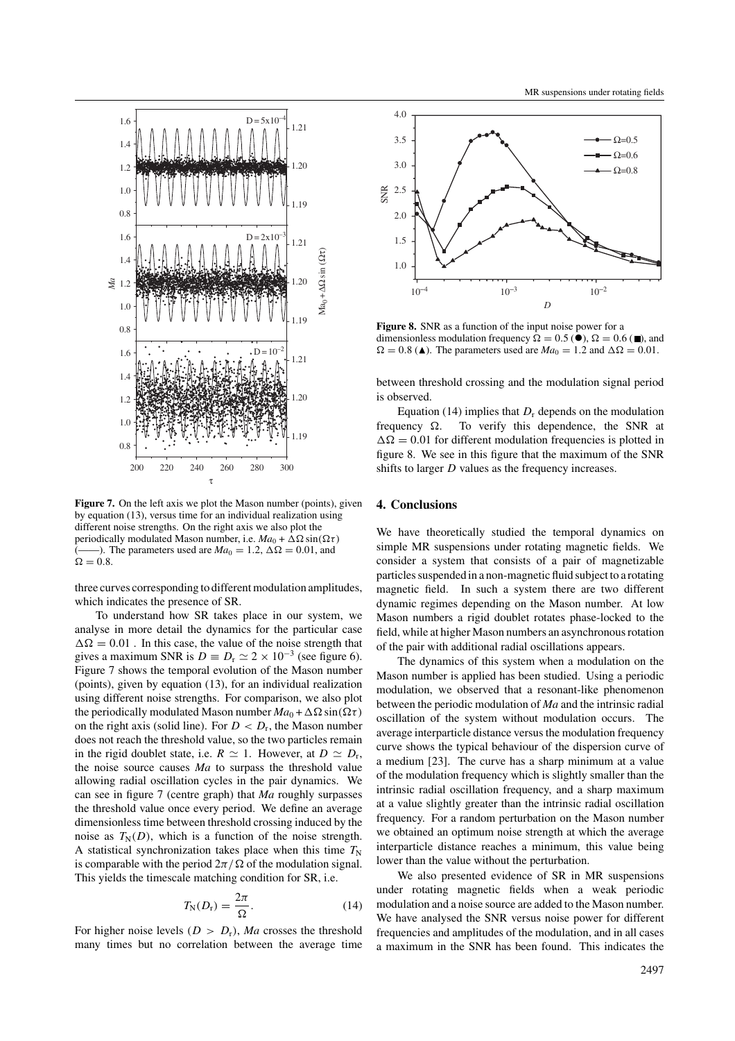**Figure 7.** On the left axis we plot the Mason number (points), given by equation (13), versus time for an individual realization using different noise strengths. On the right axis we also plot the periodically modulated Mason number, i.e. $Ma_0 + \Delta\Omega \sin(\Omega\tau)$ (——). The parameters used are $Ma_0 = 1.2$, $\Delta\Omega = 0.01$, and $\Omega = 0.8$.

three curves corresponding to different modulation amplitudes, which indicates the presence of SR.

To understand how SR takes place in our system, we analyse in more detail the dynamics for the particular case $\Delta\Omega = 0.01$ . In this case, the value of the noise strength that gives a maximum SNR is $D \equiv D_r \simeq 2 \times 10^{-3}$ (see figure 6). Figure 7 shows the temporal evolution of the Mason number (points), given by equation (13), for an individual realization using different noise strengths. For comparison, we also plot the periodically modulated Mason number $Ma_0 + \Delta\Omega \sin(\Omega\tau)$ on the right axis (solid line). For $D < D_r$, the Mason number does not reach the threshold value, so the two particles remain in the rigid doublet state, i.e. $R \simeq 1$. However, at $D \simeq D_r$, the noise source causes $Ma$ to surpass the threshold value allowing radial oscillation cycles in the pair dynamics. We can see in figure 7 (centre graph) that $Ma$ roughly surpasses the threshold value once every period. We define an average dimensionless time between threshold crossing induced by the noise as $T_N(D)$, which is a function of the noise strength. A statistical synchronization takes place when this time $T_N$ is comparable with the period $2\pi/\Omega$ of the modulation signal. This yields the timescale matching condition for SR, i.e.

$$T_N(D_r) = \frac{2\pi}{\Omega}. \tag{14}$$

For higher noise levels ($D > D_r$), $Ma$ crosses the threshold many times but no correlation between the average time between threshold crossing and the modulation signal period is observed.

**Figure 8.** SNR as a function of the input noise power for a dimensionless modulation frequency $\Omega = 0.5$ (●), $\Omega = 0.6$ (■), and $\Omega = 0.8$ (▲). The parameters used are $Ma_0 = 1.2$ and $\Delta\Omega = 0.01$.

Equation (14) implies that $D_r$ depends on the modulation frequency $\Omega$. To verify this dependence, the SNR at $\Delta\Omega = 0.01$ for different modulation frequencies is plotted in figure 8. We see in this figure that the maximum of the SNR shifts to larger $D$ values as the frequency increases.

## 4. Conclusions

We have theoretically studied the temporal dynamics on simple MR suspensions under rotating magnetic fields. We consider a system that consists of a pair of magnetizable particles suspended in a non-magnetic fluid subject to a rotating magnetic field. In such a system there are two different dynamic regimes depending on the Mason number. At low Mason numbers a rigid doublet rotates phase-locked to the field, while at higher Mason numbers an asynchronous rotation of the pair with additional radial oscillations appears.

The dynamics of this system when a modulation on the Mason number is applied has been studied. Using a periodic modulation, we observed that a resonant-like phenomenon between the periodic modulation of $Ma$ and the intrinsic radial oscillation of the system without modulation occurs. The average interparticle distance versus the modulation frequency curve shows the typical behaviour of the dispersion curve of a medium [23]. The curve has a sharp minimum at a value of the modulation frequency which is slightly smaller than the intrinsic radial oscillation frequency, and a sharp maximum at a value slightly greater than the intrinsic radial oscillation frequency. For a random perturbation on the Mason number we obtained an optimum noise strength at which the average interparticle distance reaches a minimum, this value being lower than the value without the perturbation.

We also presented evidence of SR in MR suspensions under rotating magnetic fields when a weak periodic modulation and a noise source are added to the Mason number. We have analysed the SNR versus noise power for different frequencies and amplitudes of the modulation, and in all cases a maximum in the SNR has been found. This indicates the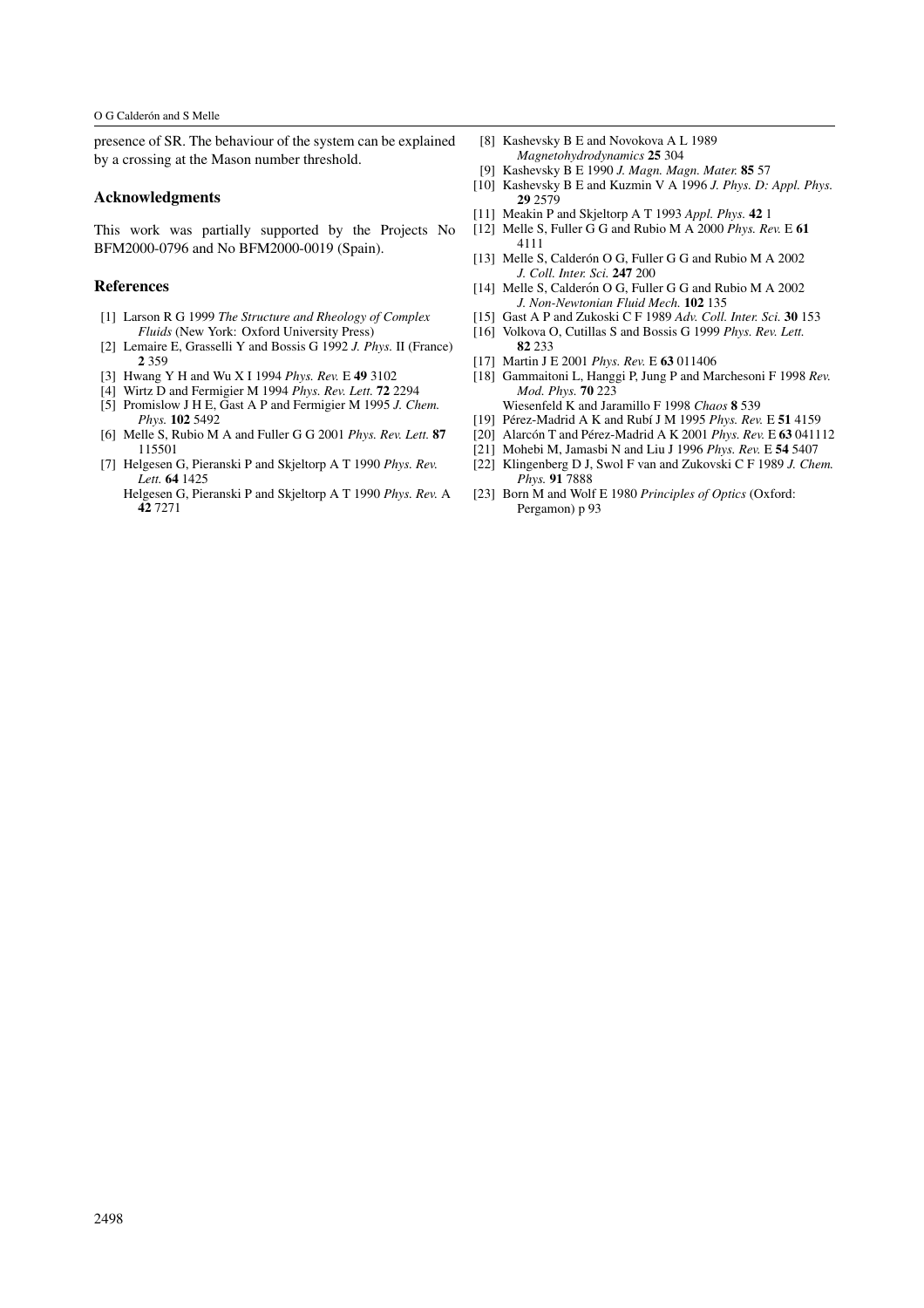presence of SR. The behaviour of the system can be explained by a crossing at the Mason number threshold.

## Acknowledgments

This work was partially supported by the Projects No BFM2000-0796 and No BFM2000-0019 (Spain).

## References

[1] Larson R G 1999 *The Structure and Rheology of Complex Fluids* (New York: Oxford University Press)

[2] Lemaire E, Grasselli Y and Bossis G 1992 *J. Phys.* II (France) **2** 359

[3] Hwang Y H and Wu X I 1994 *Phys. Rev.* E **49** 3102

[4] Wirtz D and Fermigier M 1994 *Phys. Rev. Lett.* **72** 2294

[5] Promislow J H E, Gast A P and Fermigier M 1995 *J. Chem. Phys.* **102** 5492

[6] Melle S, Rubio M A and Fuller G G 2001 *Phys. Rev. Lett.* **87** 115501

[7] Helgesen G, Pieranski P and Skjeltorp A T 1990 *Phys. Rev. Lett.* **64** 1425
Helgesen G, Pieranski P and Skjeltorp A T 1990 *Phys. Rev.* A **42** 7271

[8] Kashevsky B E and Novokova A L 1989 *Magnetohydrodynamics* **25** 304

[9] Kashevsky B E 1990 *J. Magn. Magn. Mater.* **85** 57

[10] Kashevsky B E and Kuzmin V A 1996 *J. Phys. D: Appl. Phys.* **29** 2579

[11] Meakin P and Skjeltorp A T 1993 *Appl. Phys.* **42** 1

[12] Melle S, Fuller G G and Rubio M A 2000 *Phys. Rev.* E **61** 4111

[13] Melle S, Calderón O G, Fuller G G and Rubio M A 2002 *J. Coll. Inter. Sci.* **247** 200

[14] Melle S, Calderón O G, Fuller G G and Rubio M A 2002 *J. Non-Newtonian Fluid Mech.* **102** 135

[15] Gast A P and Zukoski C F 1989 *Adv. Coll. Inter. Sci.* **30** 153

[16] Volkova O, Cutillas S and Bossis G 1999 *Phys. Rev. Lett.* **82** 233

[17] Martin J E 2001 *Phys. Rev.* E **63** 011406

[18] Gammaitoni L, Hanggi P, Jung P and Marchesoni F 1998 *Rev. Mod. Phys.* **70** 223
Wiesenfeld K and Jaramillo F 1998 *Chaos* **8** 539

[19] Pérez-Madrid A K and Rubí J M 1995 *Phys. Rev.* E **51** 4159

[20] Alarcón T and Pérez-Madrid A K 2001 *Phys. Rev.* E **63** 041112

[21] Mohebi M, Jamasbi N and Liu J 1996 *Phys. Rev.* E **54** 5407

[22] Klingenberg D J, Swol F van and Zukovski C F 1989 *J. Chem. Phys.* **91** 7888

[23] Born M and Wolf E 1980 *Principles of Optics* (Oxford: Pergamon) p 93